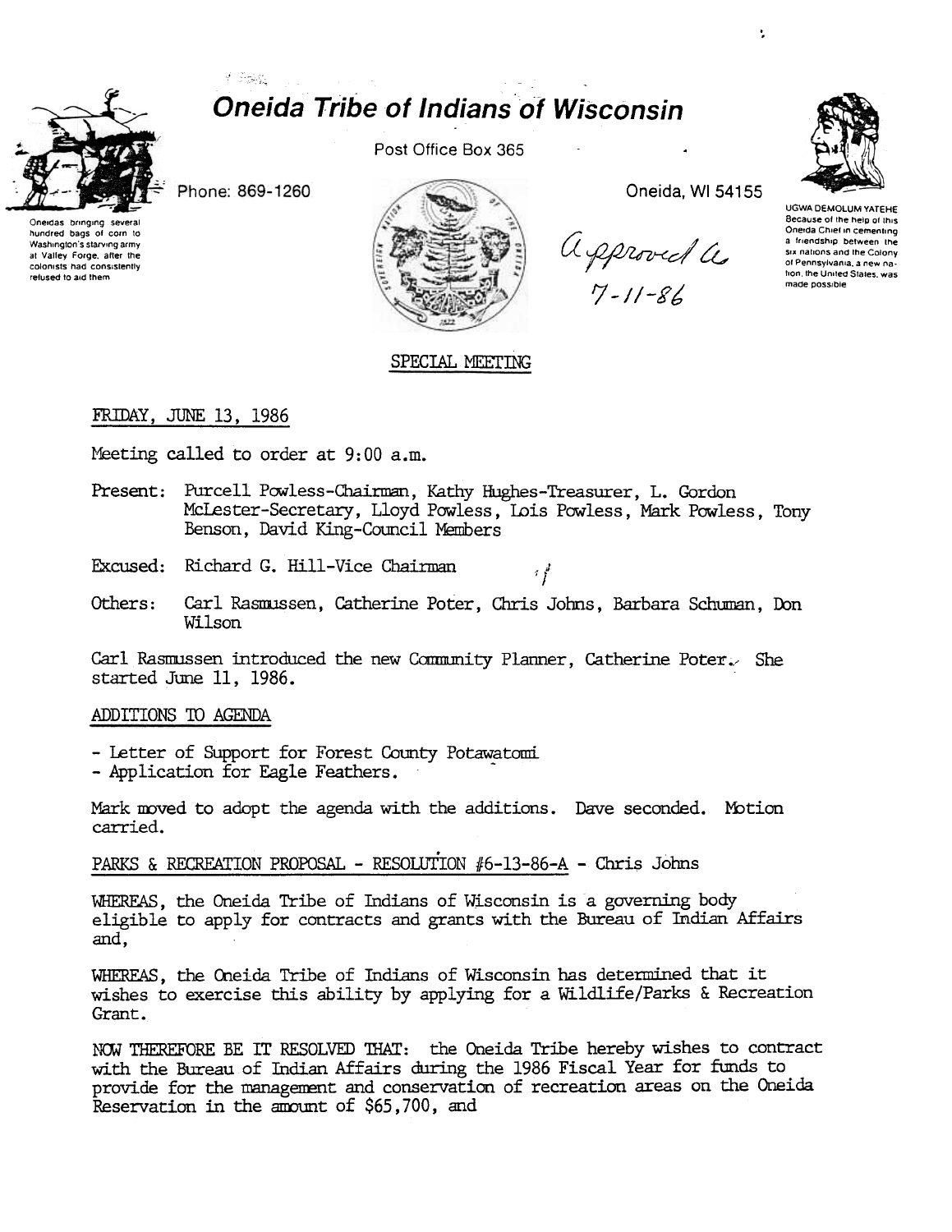# Oneida Tribe of Indians of Wisconsin

Oneidas bringing several hundred bags of corn to Washington's starving army at Valley Forge, after the colonists had consistently refused to aid them

Phone: 869-1260

Post Office Box 365

Oneida, WI 54155

UGWA DEMOLUM YATEHE
Because of the help of this Oneida Chief in cementing a friendship between the six nations and the Colony of Pennsylvania, a new nation, the United States, was made possible

Approved as
7-11-86

SPECIAL MEETING

FRIDAY, JUNE 13, 1986

Meeting called to order at 9:00 a.m.

Present: Purcell Powless-Chairman, Kathy Hughes-Treasurer, L. Gordon McLester-Secretary, Lloyd Powless, Lois Powless, Mark Powless, Tony Benson, David King-Council Members

Excused: Richard G. Hill-Vice Chairman

Others: Carl Rasmussen, Catherine Poter, Chris Johns, Barbara Schuman, Don Wilson

Carl Rasmussen introduced the new Community Planner, Catherine Poter. She started June 11, 1986.

ADDITIONS TO AGENDA

- Letter of Support for Forest County Potawatomi
- Application for Eagle Feathers.

Mark moved to adopt the agenda with the additions. Dave seconded. Motion carried.

PARKS & RECREATION PROPOSAL - RESOLUTION #6-13-86-A - Chris Johns

WHEREAS, the Oneida Tribe of Indians of Wisconsin is a governing body eligible to apply for contracts and grants with the Bureau of Indian Affairs and,

WHEREAS, the Oneida Tribe of Indians of Wisconsin has determined that it wishes to exercise this ability by applying for a Wildlife/Parks & Recreation Grant.

NOW THEREFORE BE IT RESOLVED THAT: the Oneida Tribe hereby wishes to contract with the Bureau of Indian Affairs during the 1986 Fiscal Year for funds to provide for the management and conservation of recreation areas on the Oneida Reservation in the amount of $65,700, and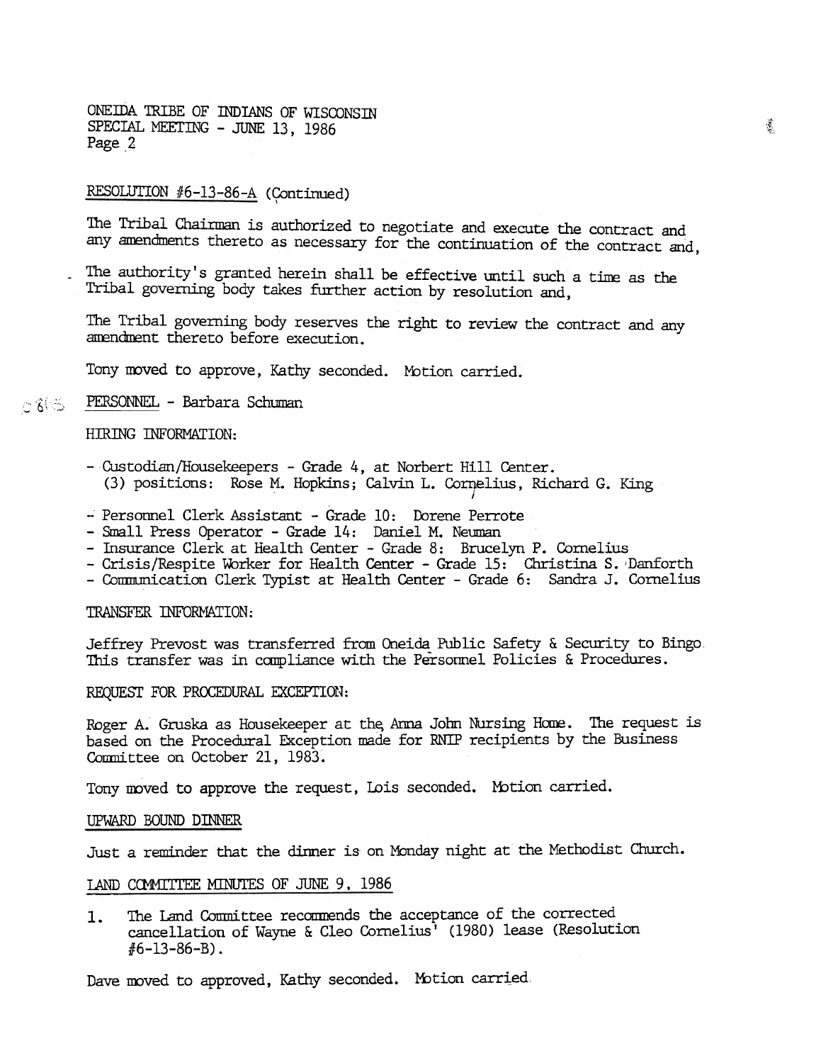ONEIDA TRIBE OF INDIANS OF WISCONSIN
SPECIAL MEETING - JUNE 13, 1986

RESOLUTION #6-13-86-A (Continued)

The Tribal Chairman is authorized to negotiate and execute the contract and any amendments thereto as necessary for the continuation of the contract and,

The authority's granted herein shall be effective until such a time as the Tribal governing body takes further action by resolution and,

The Tribal governing body reserves the right to review the contract and any amendment thereto before execution.

Tony moved to approve, Kathy seconded. Motion carried.

PERSONNEL - Barbara Schuman

HIRING INFORMATION:

- Custodian/Housekeepers - Grade 4, at Norbert Hill Center.
  (3) positions: Rose M. Hopkins; Calvin L. Cornelius, Richard G. King
- Personnel Clerk Assistant - Grade 10: Dorene Perrote
- Small Press Operator - Grade 14: Daniel M. Neuman
- Insurance Clerk at Health Center - Grade 8: Brucelyn P. Cornelius
- Crisis/Respite Worker for Health Center - Grade 15: Christina S. Danforth
- Communication Clerk Typist at Health Center - Grade 6: Sandra J. Cornelius

TRANSFER INFORMATION:

Jeffrey Prevost was transferred from Oneida Public Safety & Security to Bingo. This transfer was in compliance with the Personnel Policies & Procedures.

REQUEST FOR PROCEDURAL EXCEPTION:

Roger A. Gruska as Housekeeper at the Anna John Nursing Home. The request is based on the Procedural Exception made for RNIP recipients by the Business Committee on October 21, 1983.

Tony moved to approve the request, Lois seconded. Motion carried.

UPWARD BOUND DINNER

Just a reminder that the dinner is on Monday night at the Methodist Church.

LAND COMMITTEE MINUTES OF JUNE 9, 1986

1. The Land Committee recommends the acceptance of the corrected cancellation of Wayne & Cleo Cornelius' (1980) lease (Resolution #6-13-86-B).

Dave moved to approved, Kathy seconded. Motion carried.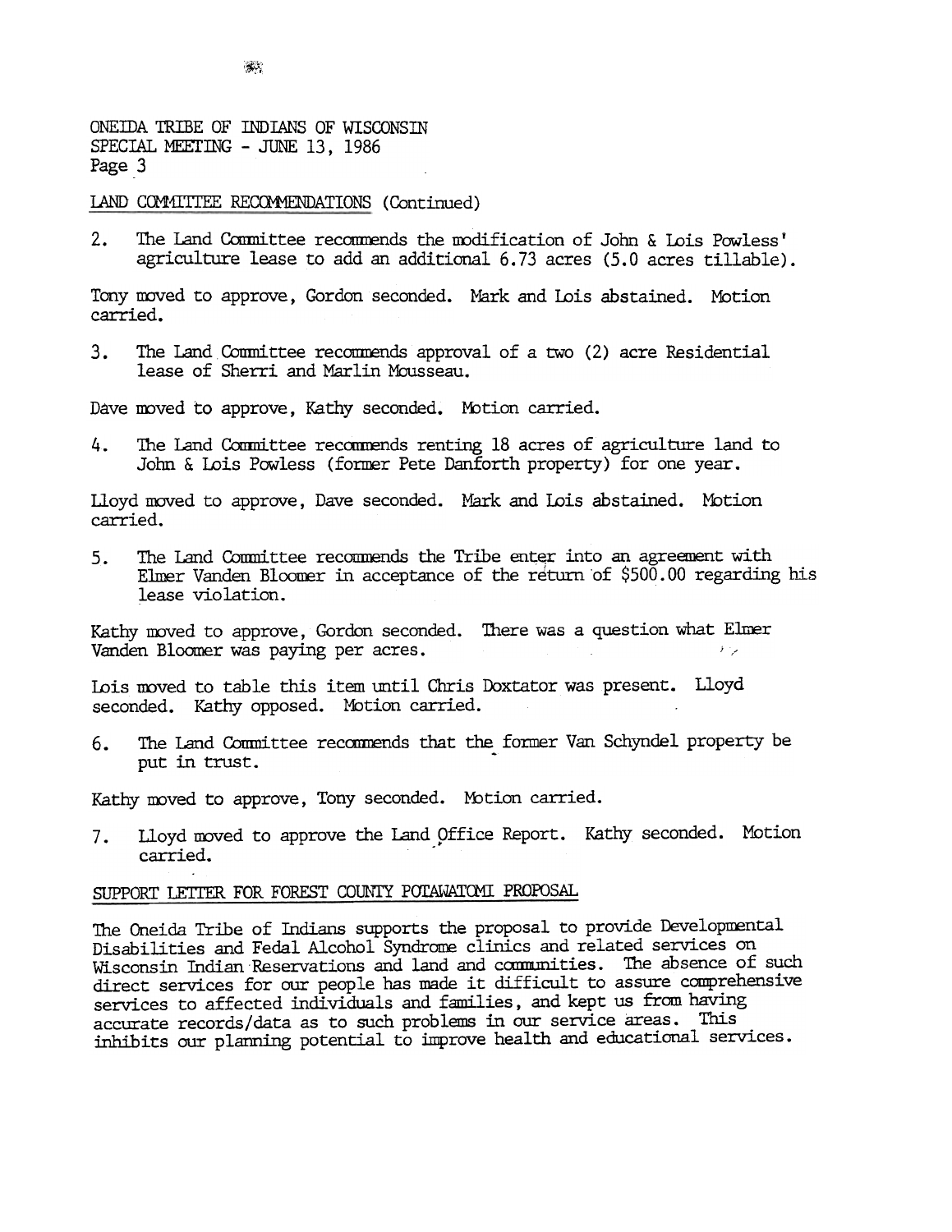ONEIDA TRIBE OF INDIANS OF WISCONSIN
SPECIAL MEETING - JUNE 13, 1986

## LAND COMMITTEE RECOMMENDATIONS (Continued)

2. The Land Committee recommends the modification of John & Lois Powless' agriculture lease to add an additional 6.73 acres (5.0 acres tillable).

Tony moved to approve, Gordon seconded. Mark and Lois abstained. Motion carried.

3. The Land Committee recommends approval of a two (2) acre Residential lease of Sherri and Marlin Mousseau.

Dave moved to approve, Kathy seconded. Motion carried.

4. The Land Committee recommends renting 18 acres of agriculture land to John & Lois Powless (former Pete Danforth property) for one year.

Lloyd moved to approve, Dave seconded. Mark and Lois abstained. Motion carried.

5. The Land Committee recommends the Tribe enter into an agreement with Elmer Vanden Bloomer in acceptance of the return of $500.00 regarding his lease violation.

Kathy moved to approve, Gordon seconded. There was a question what Elmer Vanden Bloomer was paying per acres.

Lois moved to table this item until Chris Doxtator was present. Lloyd seconded. Kathy opposed. Motion carried.

6. The Land Committee recommends that the former Van Schyndel property be put in trust.

Kathy moved to approve, Tony seconded. Motion carried.

7. Lloyd moved to approve the Land Office Report. Kathy seconded. Motion carried.

## SUPPORT LETTER FOR FOREST COUNTY POTAWATOMI PROPOSAL

The Oneida Tribe of Indians supports the proposal to provide Developmental Disabilities and Fedal Alcohol Syndrome clinics and related services on Wisconsin Indian Reservations and land and communities. The absence of such direct services for our people has made it difficult to assure comprehensive services to affected individuals and families, and kept us from having accurate records/data as to such problems in our service areas. This inhibits our planning potential to improve health and educational services.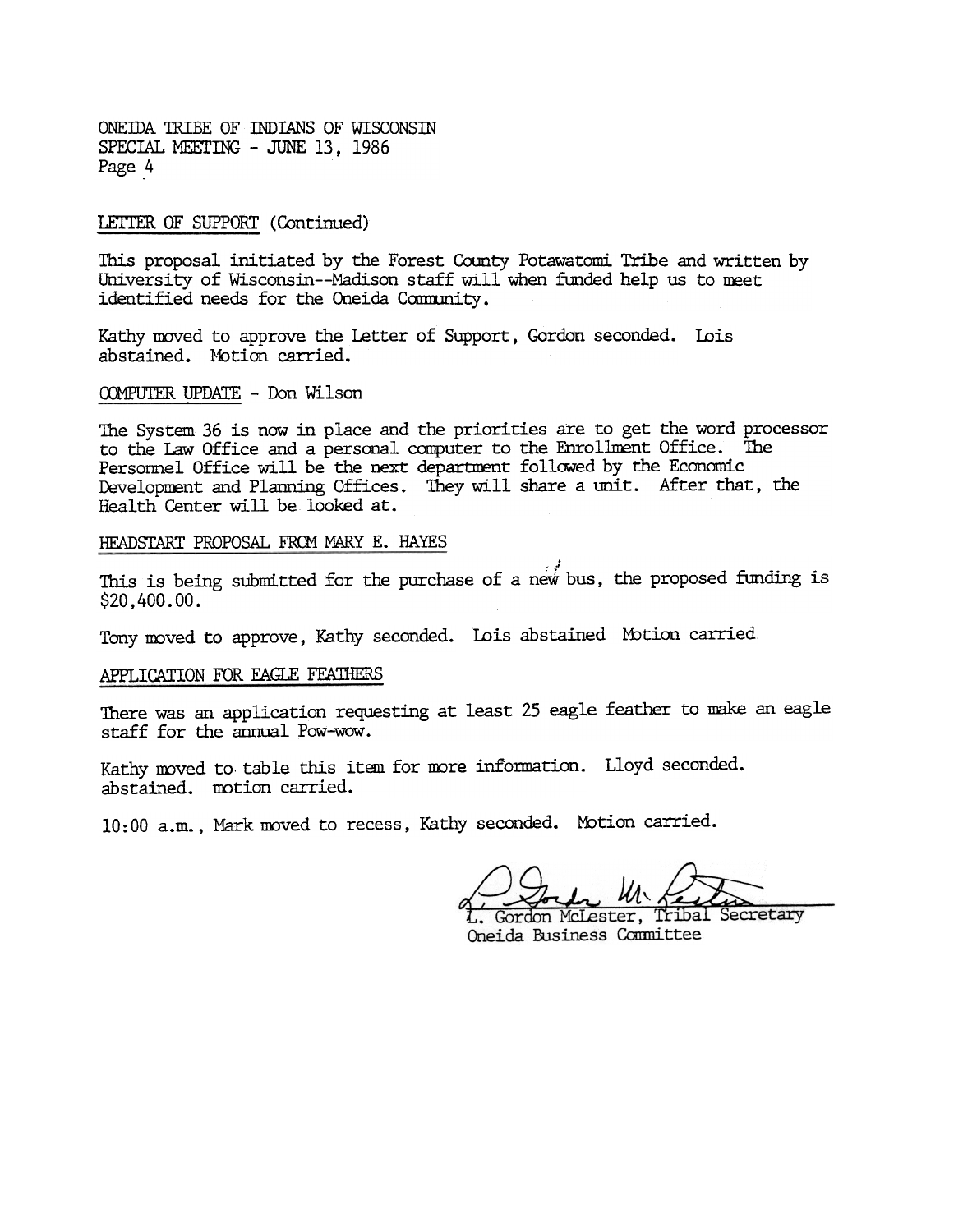ONEIDA TRIBE OF INDIANS OF WISCONSIN
SPECIAL MEETING - JUNE 13, 1986
Page 4

LETTER OF SUPPORT (Continued)

This proposal initiated by the Forest County Potawatomi Tribe and written by University of Wisconsin--Madison staff will when funded help us to meet identified needs for the Oneida Community.

Kathy moved to approve the Letter of Support, Gordon seconded. Lois abstained. Motion carried.

COMPUTER UPDATE - Don Wilson

The System 36 is now in place and the priorities are to get the word processor to the Law Office and a personal computer to the Enrollment Office. The Personnel Office will be the next department followed by the Economic Development and Planning Offices. They will share a unit. After that, the Health Center will be looked at.

HEADSTART PROPOSAL FROM MARY E. HAYES

This is being submitted for the purchase of a new bus, the proposed funding is $20,400.00.

Tony moved to approve, Kathy seconded. Lois abstained Motion carried

APPLICATION FOR EAGLE FEATHERS

There was an application requesting at least 25 eagle feather to make an eagle staff for the annual Pow-wow.

Kathy moved to table this item for more information. Lloyd seconded. abstained. motion carried.

10:00 a.m., Mark moved to recess, Kathy seconded. Motion carried.

L. Gordon McLester, Tribal Secretary
Oneida Business Committee